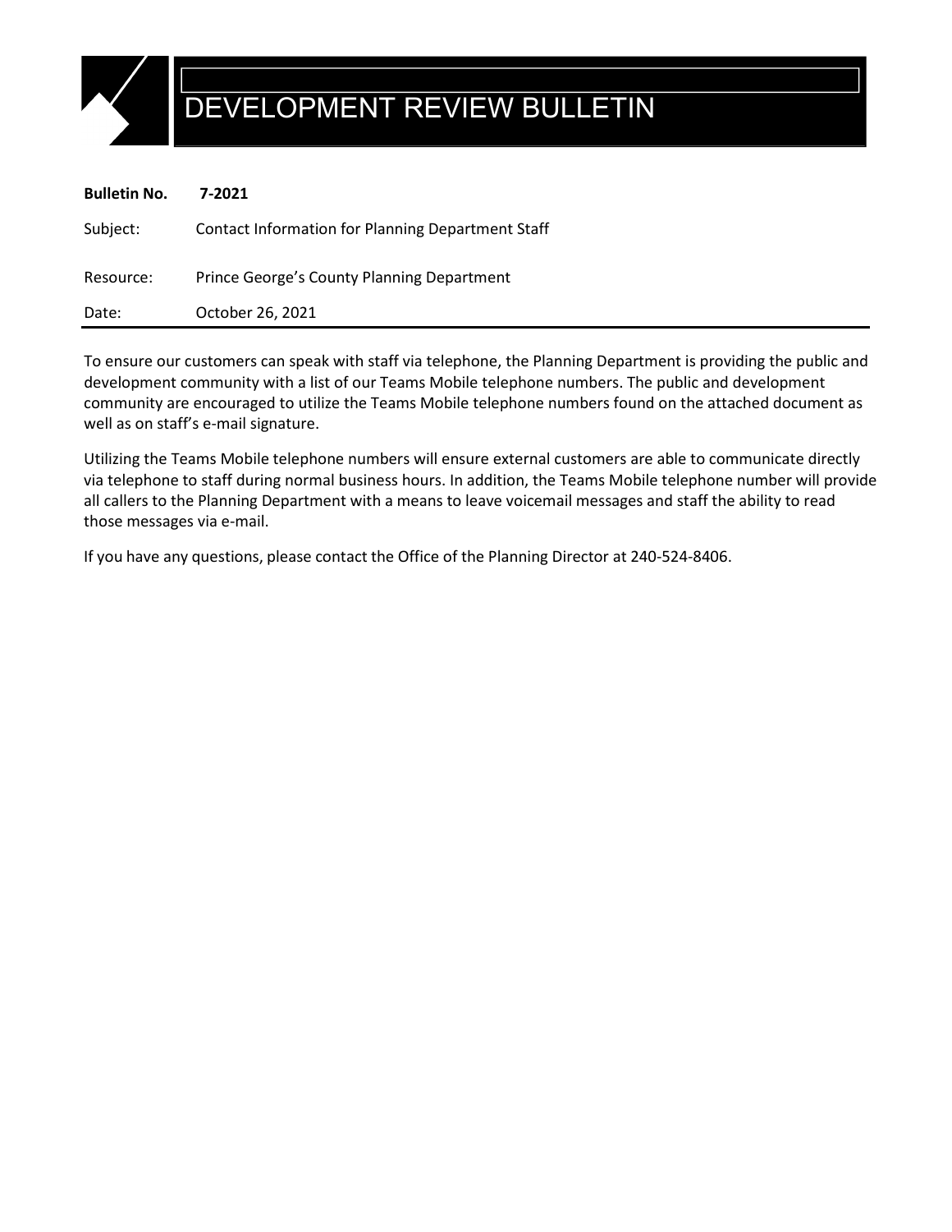# DEVELOPMENT REVIEW BULLETIN

**Bulletin No.** **7-2021**

Subject: Contact Information for Planning Department Staff

Resource: Prince George's County Planning Department

Date: October 26, 2021

---

To ensure our customers can speak with staff via telephone, the Planning Department is providing the public and development community with a list of our Teams Mobile telephone numbers. The public and development community are encouraged to utilize the Teams Mobile telephone numbers found on the attached document as well as on staff's e-mail signature.

Utilizing the Teams Mobile telephone numbers will ensure external customers are able to communicate directly via telephone to staff during normal business hours. In addition, the Teams Mobile telephone number will provide all callers to the Planning Department with a means to leave voicemail messages and staff the ability to read those messages via e-mail.

If you have any questions, please contact the Office of the Planning Director at 240-524-8406.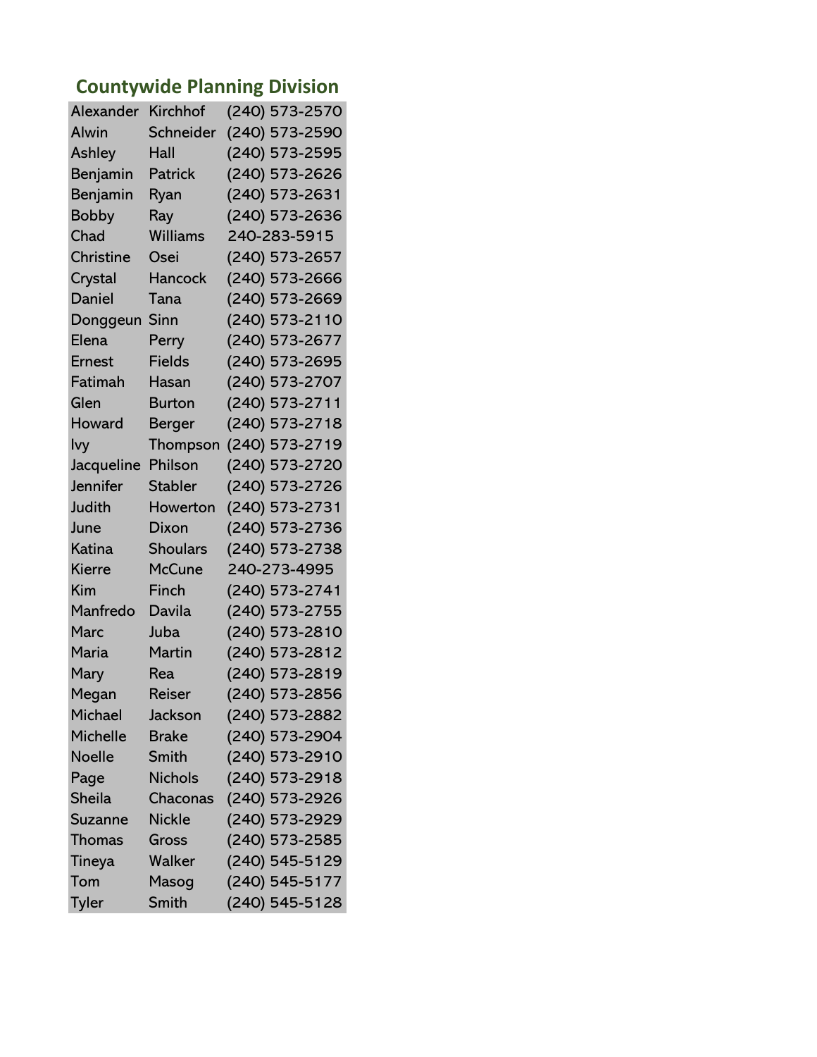## Countywide Planning Division

| | | |
|---|---|---|
| Alexander | Kirchhof | (240) 573-2570 |
| Alwin | Schneider | (240) 573-2590 |
| Ashley | Hall | (240) 573-2595 |
| Benjamin | Patrick | (240) 573-2626 |
| Benjamin | Ryan | (240) 573-2631 |
| Bobby | Ray | (240) 573-2636 |
| Chad | Williams | 240-283-5915 |
| Christine | Osei | (240) 573-2657 |
| Crystal | Hancock | (240) 573-2666 |
| Daniel | Tana | (240) 573-2669 |
| Donggeun | Sinn | (240) 573-2110 |
| Elena | Perry | (240) 573-2677 |
| Ernest | Fields | (240) 573-2695 |
| Fatimah | Hasan | (240) 573-2707 |
| Glen | Burton | (240) 573-2711 |
| Howard | Berger | (240) 573-2718 |
| Ivy | Thompson | (240) 573-2719 |
| Jacqueline | Philson | (240) 573-2720 |
| Jennifer | Stabler | (240) 573-2726 |
| Judith | Howerton | (240) 573-2731 |
| June | Dixon | (240) 573-2736 |
| Katina | Shoulars | (240) 573-2738 |
| Kierre | McCune | 240-273-4995 |
| Kim | Finch | (240) 573-2741 |
| Manfredo | Davila | (240) 573-2755 |
| Marc | Juba | (240) 573-2810 |
| Maria | Martin | (240) 573-2812 |
| Mary | Rea | (240) 573-2819 |
| Megan | Reiser | (240) 573-2856 |
| Michael | Jackson | (240) 573-2882 |
| Michelle | Brake | (240) 573-2904 |
| Noelle | Smith | (240) 573-2910 |
| Page | Nichols | (240) 573-2918 |
| Sheila | Chaconas | (240) 573-2926 |
| Suzanne | Nickle | (240) 573-2929 |
| Thomas | Gross | (240) 573-2585 |
| Tineya | Walker | (240) 545-5129 |
| Tom | Masog | (240) 545-5177 |
| Tyler | Smith | (240) 545-5128 |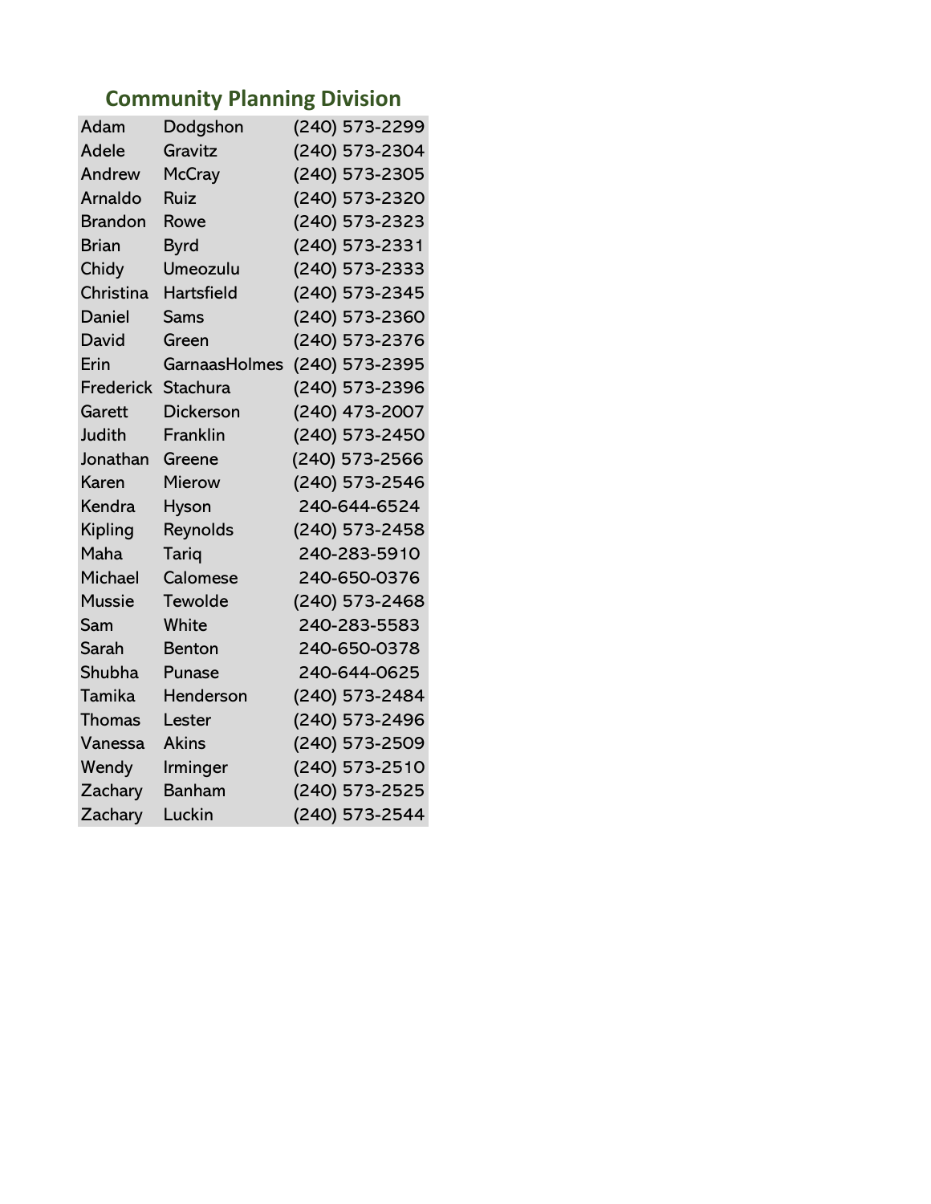## Community Planning Division

| | | |
|---|---|---|
| Adam | Dodgshon | (240) 573-2299 |
| Adele | Gravitz | (240) 573-2304 |
| Andrew | McCray | (240) 573-2305 |
| Arnaldo | Ruiz | (240) 573-2320 |
| Brandon | Rowe | (240) 573-2323 |
| Brian | Byrd | (240) 573-2331 |
| Chidy | Umeozulu | (240) 573-2333 |
| Christina | Hartsfield | (240) 573-2345 |
| Daniel | Sams | (240) 573-2360 |
| David | Green | (240) 573-2376 |
| Erin | GarnaasHolmes | (240) 573-2395 |
| Frederick | Stachura | (240) 573-2396 |
| Garett | Dickerson | (240) 473-2007 |
| Judith | Franklin | (240) 573-2450 |
| Jonathan | Greene | (240) 573-2566 |
| Karen | Mierow | (240) 573-2546 |
| Kendra | Hyson | 240-644-6524 |
| Kipling | Reynolds | (240) 573-2458 |
| Maha | Tariq | 240-283-5910 |
| Michael | Calomese | 240-650-0376 |
| Mussie | Tewolde | (240) 573-2468 |
| Sam | White | 240-283-5583 |
| Sarah | Benton | 240-650-0378 |
| Shubha | Punase | 240-644-0625 |
| Tamika | Henderson | (240) 573-2484 |
| Thomas | Lester | (240) 573-2496 |
| Vanessa | Akins | (240) 573-2509 |
| Wendy | Irminger | (240) 573-2510 |
| Zachary | Banham | (240) 573-2525 |
| Zachary | Luckin | (240) 573-2544 |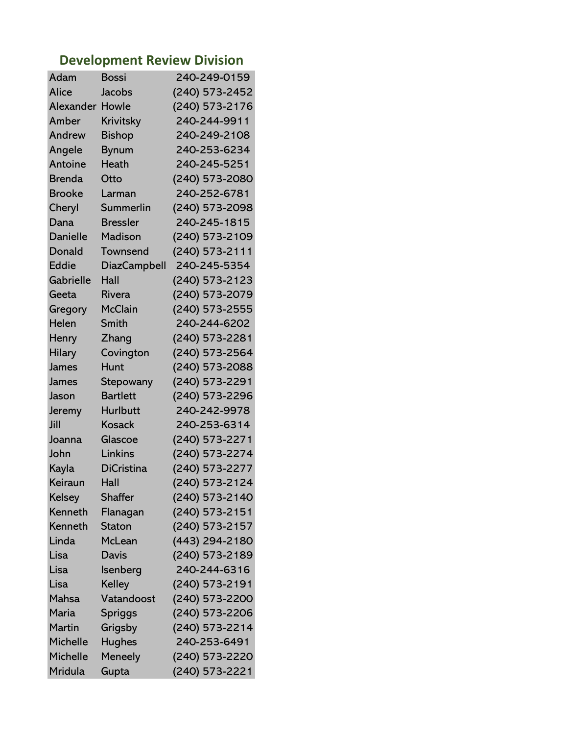## Development Review Division

| | | |
|---|---|---|
| Adam | Bossi | 240-249-0159 |
| Alice | Jacobs | (240) 573-2452 |
| Alexander | Howle | (240) 573-2176 |
| Amber | Krivitsky | 240-244-9911 |
| Andrew | Bishop | 240-249-2108 |
| Angele | Bynum | 240-253-6234 |
| Antoine | Heath | 240-245-5251 |
| Brenda | Otto | (240) 573-2080 |
| Brooke | Larman | 240-252-6781 |
| Cheryl | Summerlin | (240) 573-2098 |
| Dana | Bressler | 240-245-1815 |
| Danielle | Madison | (240) 573-2109 |
| Donald | Townsend | (240) 573-2111 |
| Eddie | DiazCampbell | 240-245-5354 |
| Gabrielle | Hall | (240) 573-2123 |
| Geeta | Rivera | (240) 573-2079 |
| Gregory | McClain | (240) 573-2555 |
| Helen | Smith | 240-244-6202 |
| Henry | Zhang | (240) 573-2281 |
| Hilary | Covington | (240) 573-2564 |
| James | Hunt | (240) 573-2088 |
| James | Stepowany | (240) 573-2291 |
| Jason | Bartlett | (240) 573-2296 |
| Jeremy | Hurlbutt | 240-242-9978 |
| Jill | Kosack | 240-253-6314 |
| Joanna | Glascoe | (240) 573-2271 |
| John | Linkins | (240) 573-2274 |
| Kayla | DiCristina | (240) 573-2277 |
| Keiraun | Hall | (240) 573-2124 |
| Kelsey | Shaffer | (240) 573-2140 |
| Kenneth | Flanagan | (240) 573-2151 |
| Kenneth | Staton | (240) 573-2157 |
| Linda | McLean | (443) 294-2180 |
| Lisa | Davis | (240) 573-2189 |
| Lisa | Isenberg | 240-244-6316 |
| Lisa | Kelley | (240) 573-2191 |
| Mahsa | Vatandoost | (240) 573-2200 |
| Maria | Spriggs | (240) 573-2206 |
| Martin | Grigsby | (240) 573-2214 |
| Michelle | Hughes | 240-253-6491 |
| Michelle | Meneely | (240) 573-2220 |
| Mridula | Gupta | (240) 573-2221 |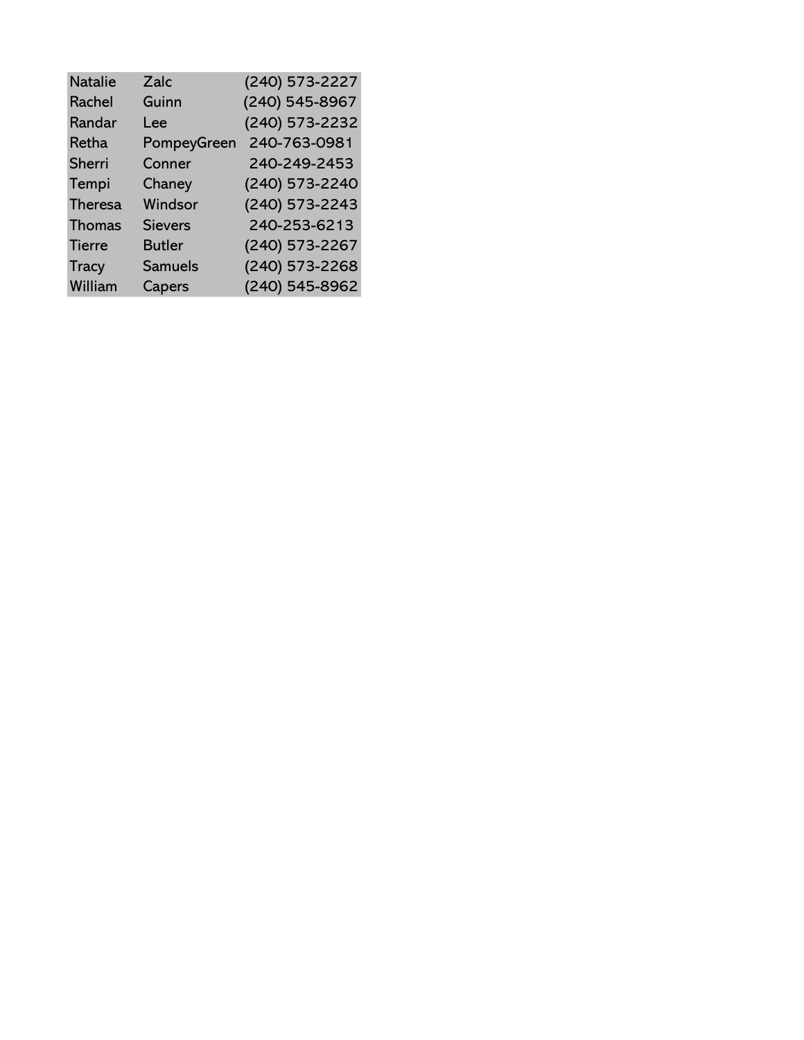| | | |
|---|---|---|
| Natalie | Zalc | (240) 573-2227 |
| Rachel | Guinn | (240) 545-8967 |
| Randar | Lee | (240) 573-2232 |
| Retha | PompeyGreen | 240-763-0981 |
| Sherri | Conner | 240-249-2453 |
| Tempi | Chaney | (240) 573-2240 |
| Theresa | Windsor | (240) 573-2243 |
| Thomas | Sievers | 240-253-6213 |
| Tierre | Butler | (240) 573-2267 |
| Tracy | Samuels | (240) 573-2268 |
| William | Capers | (240) 545-8962 |